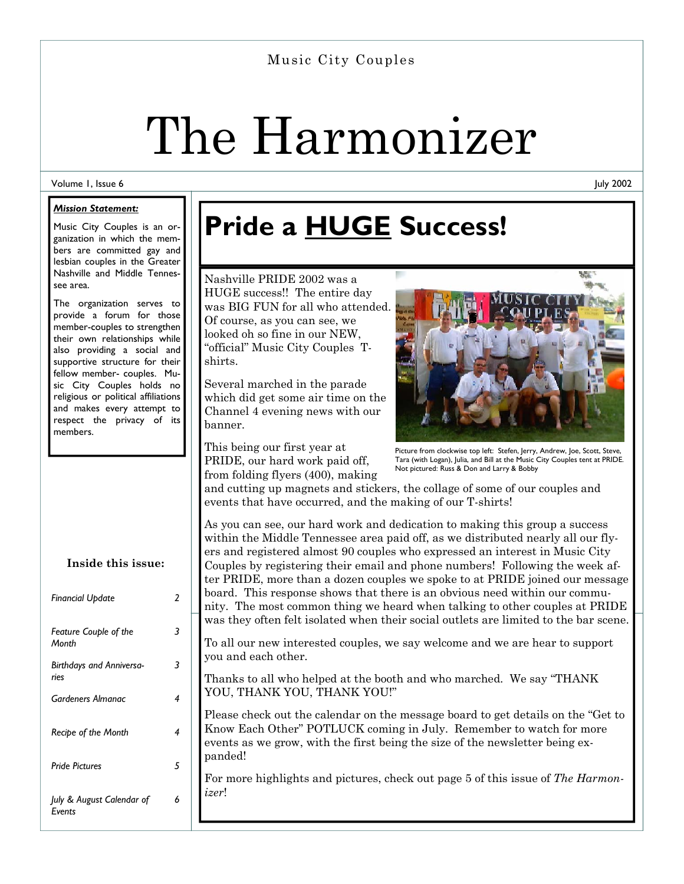Music City Couples

# The Harmonizer

Volume 1, Issue 6 — July 2002

***Mission Statement:***

Music City Couples is an organization in which the members are committed gay and lesbian couples in the Greater Nashville and Middle Tennessee area.

The organization serves to provide a forum for those member-couples to strengthen their own relationships while also providing a social and supportive structure for their fellow member- couples. Music City Couples holds no religious or political affiliations and makes every attempt to respect the privacy of its members.

**Inside this issue:**

| | |
|---|---|
| *Financial Update* | 2 |
| *Feature Couple of the Month* | 3 |
| *Birthdays and Anniversaries* | 3 |
| *Gardeners Almanac* | 4 |
| *Recipe of the Month* | 4 |
| *Pride Pictures* | 5 |
| *July & August Calendar of Events* | 6 |

## Pride a HUGE Success!

Nashville PRIDE 2002 was a HUGE success!! The entire day was BIG FUN for all who attended. Of course, as you can see, we looked oh so fine in our NEW, "official" Music City Couples T-shirts.

Several marched in the parade which did get some air time on the Channel 4 evening news with our banner.

Picture from clockwise top left: Stefen, Jerry, Andrew, Joe, Scott, Steve, Tara (with Logan), Julia, and Bill at the Music City Couples tent at PRIDE. Not pictured: Russ & Don and Larry & Bobby

This being our first year at PRIDE, our hard work paid off, from folding flyers (400), making and cutting up magnets and stickers, the collage of some of our couples and events that have occurred, and the making of our T-shirts!

As you can see, our hard work and dedication to making this group a success within the Middle Tennessee area paid off, as we distributed nearly all our flyers and registered almost 90 couples who expressed an interest in Music City Couples by registering their email and phone numbers! Following the week after PRIDE, more than a dozen couples we spoke to at PRIDE joined our message board. This response shows that there is an obvious need within our community. The most common thing we heard when talking to other couples at PRIDE was they often felt isolated when their social outlets are limited to the bar scene.

To all our new interested couples, we say welcome and we are hear to support you and each other.

Thanks to all who helped at the booth and who marched. We say "THANK YOU, THANK YOU, THANK YOU!"

Please check out the calendar on the message board to get details on the "Get to Know Each Other" POTLUCK coming in July. Remember to watch for more events as we grow, with the first being the size of the newsletter being expanded!

For more highlights and pictures, check out page 5 of this issue of *The Harmonizer*!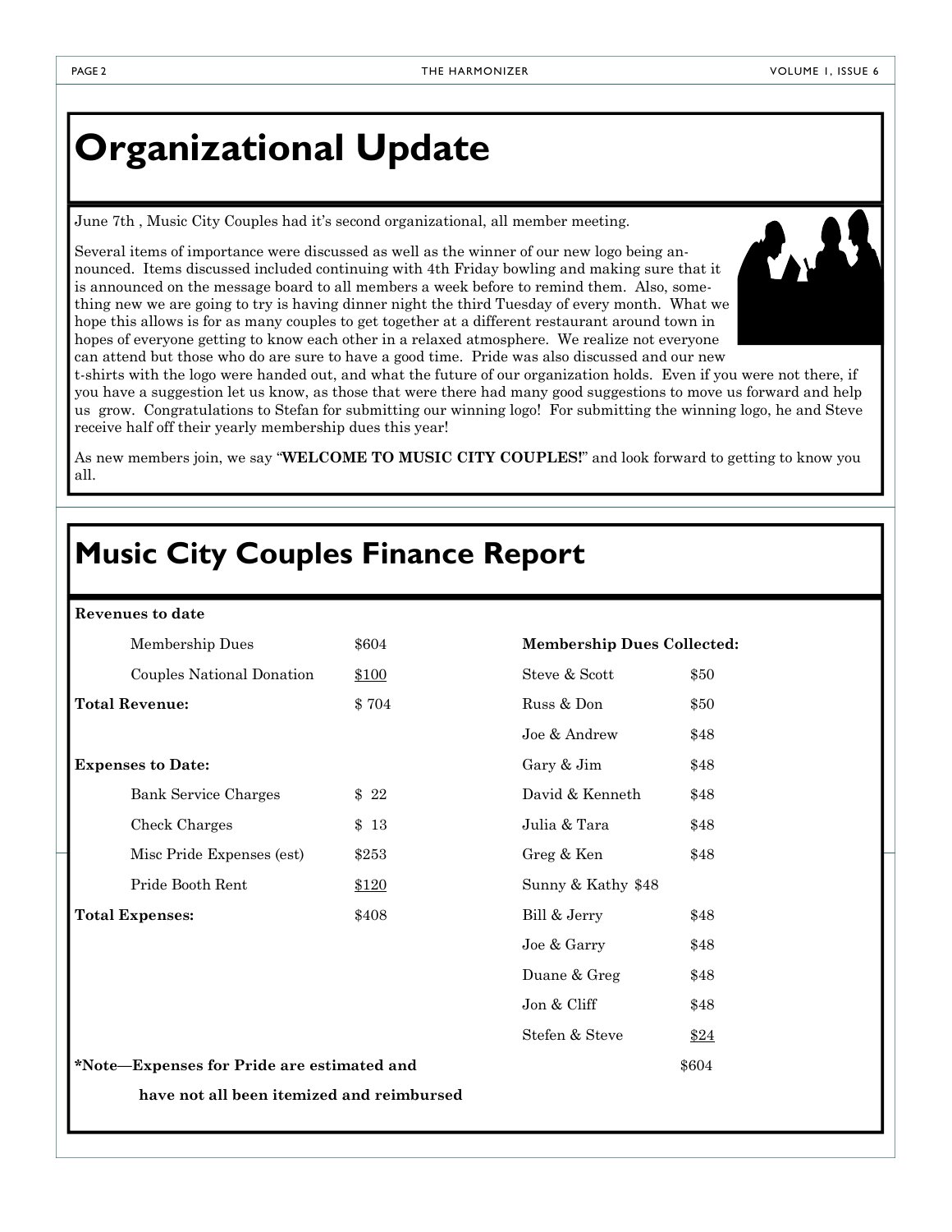# Organizational Update

June 7th , Music City Couples had it's second organizational, all member meeting.

Several items of importance were discussed as well as the winner of our new logo being announced. Items discussed included continuing with 4th Friday bowling and making sure that it is announced on the message board to all members a week before to remind them. Also, something new we are going to try is having dinner night the third Tuesday of every month. What we hope this allows is for as many couples to get together at a different restaurant around town in hopes of everyone getting to know each other in a relaxed atmosphere. We realize not everyone can attend but those who do are sure to have a good time. Pride was also discussed and our new t-shirts with the logo were handed out, and what the future of our organization holds. Even if you were not there, if you have a suggestion let us know, as those that were there had many good suggestions to move us forward and help us grow. Congratulations to Stefan for submitting our winning logo! For submitting the winning logo, he and Steve receive half off their yearly membership dues this year!

As new members join, we say "**WELCOME TO MUSIC CITY COUPLES!**" and look forward to getting to know you all.

# Music City Couples Finance Report

**Revenues to date**

| | |
|---|---|
| Membership Dues | $604 |
| Couples National Donation | $100 |
| **Total Revenue:** | $ 704 |

**Expenses to Date:**

| | |
|---|---|
| Bank Service Charges | $ 22 |
| Check Charges | $ 13 |
| Misc Pride Expenses (est) | $253 |
| Pride Booth Rent | $120 |
| **Total Expenses:** | $408 |

**Membership Dues Collected:**

| | |
|---|---|
| Steve & Scott | $50 |
| Russ & Don | $50 |
| Joe & Andrew | $48 |
| Gary & Jim | $48 |
| David & Kenneth | $48 |
| Julia & Tara | $48 |
| Greg & Ken | $48 |
| Sunny & Kathy | $48 |
| Bill & Jerry | $48 |
| Joe & Garry | $48 |
| Duane & Greg | $48 |
| Jon & Cliff | $48 |
| Stefen & Steve | $24 |
| | $604 |

**\*Note—Expenses for Pride are estimated and have not all been itemized and reimbursed**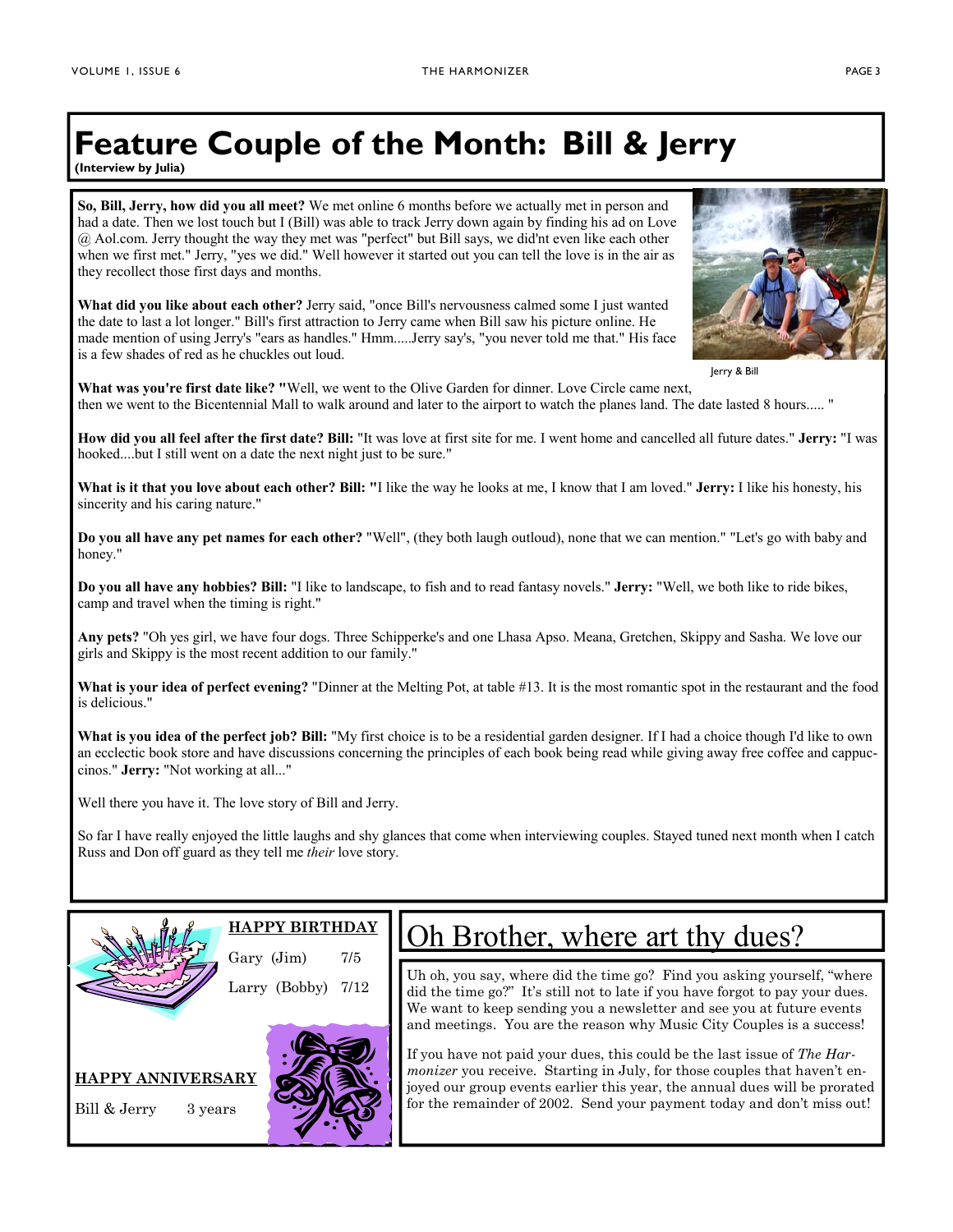# Feature Couple of the Month: Bill & Jerry

**(Interview by Julia)**

**So, Bill, Jerry, how did you all meet?** We met online 6 months before we actually met in person and had a date. Then we lost touch but I (Bill) was able to track Jerry down again by finding his ad on Love @ Aol.com. Jerry thought the way they met was "perfect" but Bill says, we did'nt even like each other when we first met." Jerry, "yes we did." Well however it started out you can tell the love is in the air as they recollect those first days and months.

**What did you like about each other?** Jerry said, "once Bill's nervousness calmed some I just wanted the date to last a lot longer." Bill's first attraction to Jerry came when Bill saw his picture online. He made mention of using Jerry's "ears as handles." Hmm.....Jerry say's, "you never told me that." His face is a few shades of red as he chuckles out loud.

Jerry & Bill

**What was you're first date like? "**Well, we went to the Olive Garden for dinner. Love Circle came next, then we went to the Bicentennial Mall to walk around and later to the airport to watch the planes land. The date lasted 8 hours..... "

**How did you all feel after the first date? Bill:** "It was love at first site for me. I went home and cancelled all future dates." **Jerry:** "I was hooked....but I still went on a date the next night just to be sure."

**What is it that you love about each other? Bill: "**I like the way he looks at me, I know that I am loved." **Jerry:** I like his honesty, his sincerity and his caring nature."

**Do you all have any pet names for each other?** "Well", (they both laugh outloud), none that we can mention." "Let's go with baby and honey."

**Do you all have any hobbies? Bill:** "I like to landscape, to fish and to read fantasy novels." **Jerry:** "Well, we both like to ride bikes, camp and travel when the timing is right."

**Any pets?** "Oh yes girl, we have four dogs. Three Schipperke's and one Lhasa Apso. Meana, Gretchen, Skippy and Sasha. We love our girls and Skippy is the most recent addition to our family."

**What is your idea of perfect evening?** "Dinner at the Melting Pot, at table #13. It is the most romantic spot in the restaurant and the food is delicious."

**What is you idea of the perfect job? Bill:** "My first choice is to be a residential garden designer. If I had a choice though I'd like to own an ecclectic book store and have discussions concerning the principles of each book being read while giving away free coffee and cappuccinos." **Jerry:** "Not working at all..."

Well there you have it. The love story of Bill and Jerry.

So far I have really enjoyed the little laughs and shy glances that come when interviewing couples. Stayed tuned next month when I catch Russ and Don off guard as they tell me *their* love story.

**HAPPY BIRTHDAY**

Gary (Jim) 7/5

Larry (Bobby) 7/12

**HAPPY ANNIVERSARY**

Bill & Jerry 3 years

## Oh Brother, where art thy dues?

Uh oh, you say, where did the time go? Find you asking yourself, "where did the time go?" It's still not to late if you have forgot to pay your dues. We want to keep sending you a newsletter and see you at future events and meetings. You are the reason why Music City Couples is a success!

If you have not paid your dues, this could be the last issue of *The Harmonizer* you receive. Starting in July, for those couples that haven't enjoyed our group events earlier this year, the annual dues will be prorated for the remainder of 2002. Send your payment today and don't miss out!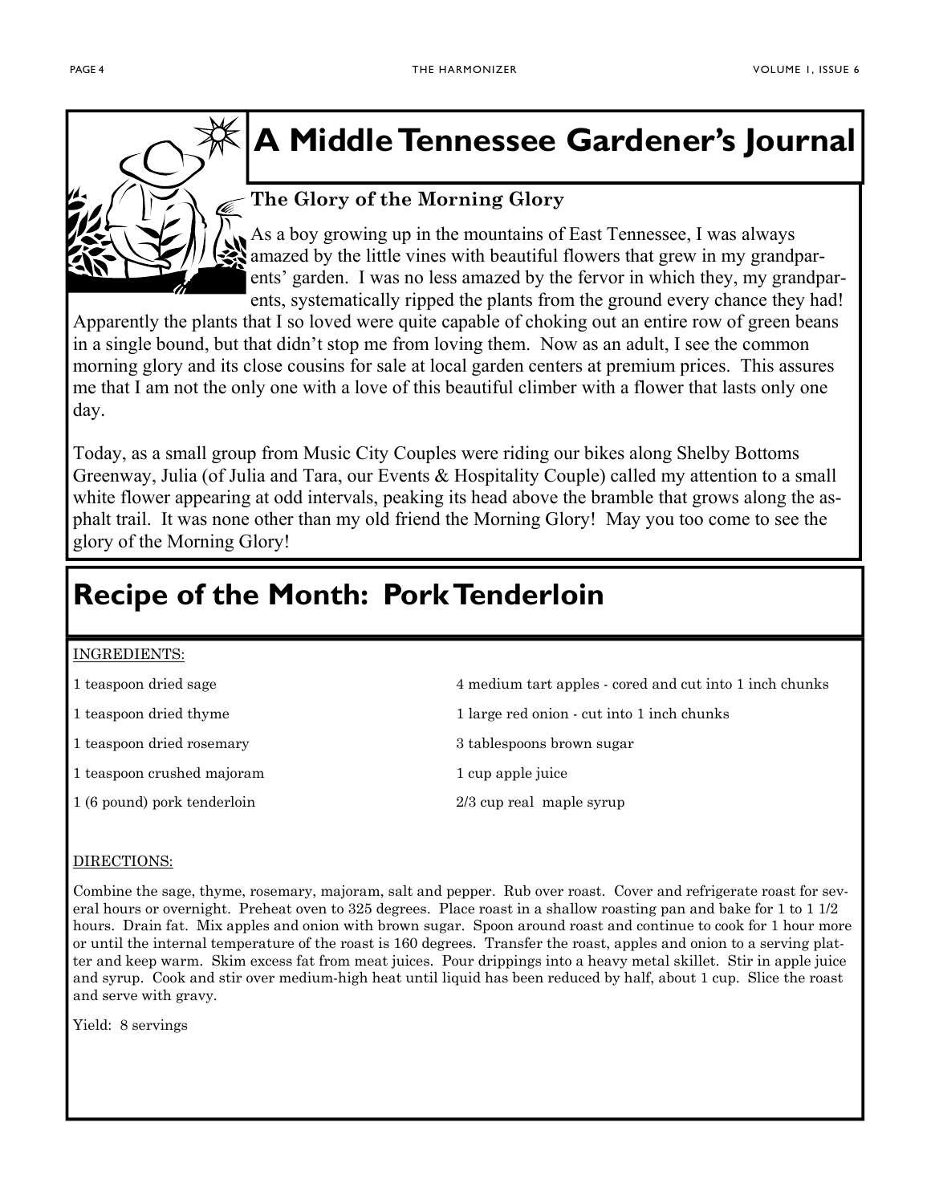# A Middle Tennessee Gardener's Journal

### The Glory of the Morning Glory

As a boy growing up in the mountains of East Tennessee, I was always amazed by the little vines with beautiful flowers that grew in my grandparents' garden. I was no less amazed by the fervor in which they, my grandparents, systematically ripped the plants from the ground every chance they had! Apparently the plants that I so loved were quite capable of choking out an entire row of green beans in a single bound, but that didn't stop me from loving them. Now as an adult, I see the common morning glory and its close cousins for sale at local garden centers at premium prices. This assures me that I am not the only one with a love of this beautiful climber with a flower that lasts only one day.

Today, as a small group from Music City Couples were riding our bikes along Shelby Bottoms Greenway, Julia (of Julia and Tara, our Events & Hospitality Couple) called my attention to a small white flower appearing at odd intervals, peaking its head above the bramble that grows along the asphalt trail. It was none other than my old friend the Morning Glory! May you too come to see the glory of the Morning Glory!

# Recipe of the Month: Pork Tenderloin

INGREDIENTS:

- 1 teaspoon dried sage
- 1 teaspoon dried thyme
- 1 teaspoon dried rosemary
- 1 teaspoon crushed majoram
- 1 (6 pound) pork tenderloin
- 4 medium tart apples - cored and cut into 1 inch chunks
- 1 large red onion - cut into 1 inch chunks
- 3 tablespoons brown sugar
- 1 cup apple juice
- 2/3 cup real maple syrup

DIRECTIONS:

Combine the sage, thyme, rosemary, majoram, salt and pepper. Rub over roast. Cover and refrigerate roast for several hours or overnight. Preheat oven to 325 degrees. Place roast in a shallow roasting pan and bake for 1 to 1 1/2 hours. Drain fat. Mix apples and onion with brown sugar. Spoon around roast and continue to cook for 1 hour more or until the internal temperature of the roast is 160 degrees. Transfer the roast, apples and onion to a serving platter and keep warm. Skim excess fat from meat juices. Pour drippings into a heavy metal skillet. Stir in apple juice and syrup. Cook and stir over medium-high heat until liquid has been reduced by half, about 1 cup. Slice the roast and serve with gravy.

Yield: 8 servings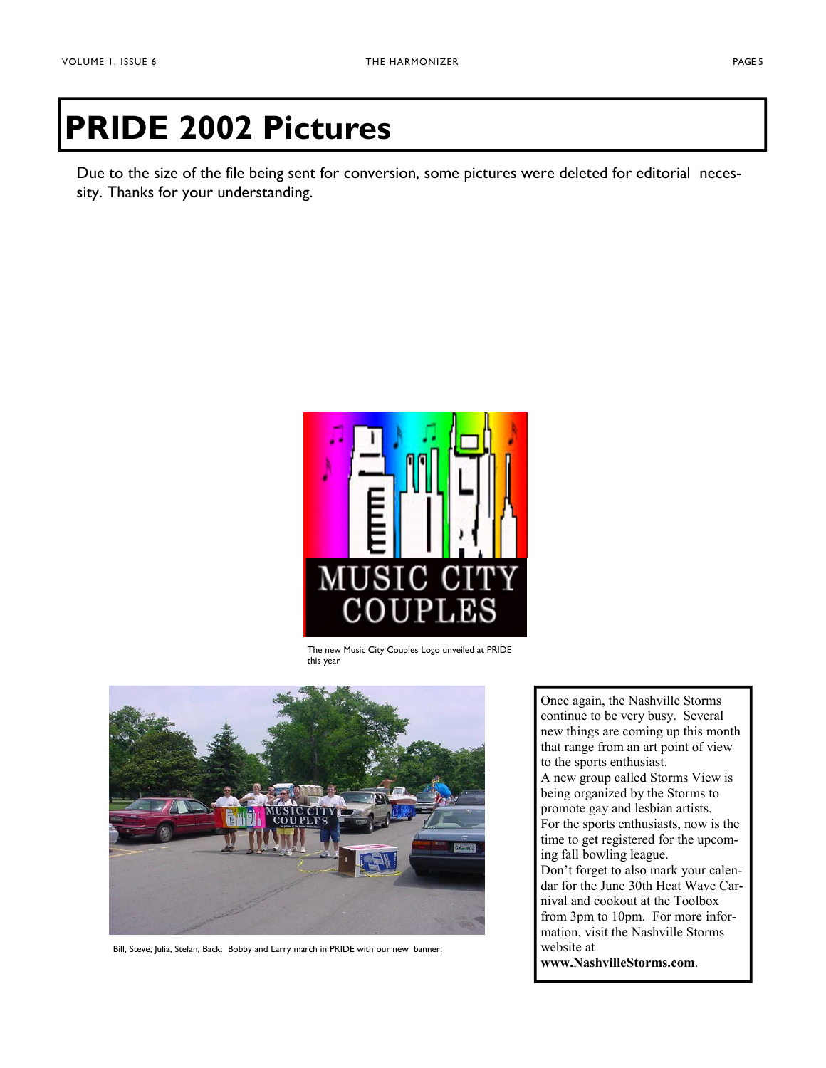# PRIDE 2002 Pictures

Due to the size of the file being sent for conversion, some pictures were deleted for editorial necessity. Thanks for your understanding.

The new Music City Couples Logo unveiled at PRIDE this year

Bill, Steve, Julia, Stefan, Back: Bobby and Larry march in PRIDE with our new banner.

Once again, the Nashville Storms continue to be very busy. Several new things are coming up this month that range from an art point of view to the sports enthusiast.

A new group called Storms View is being organized by the Storms to promote gay and lesbian artists.

For the sports enthusiasts, now is the time to get registered for the upcoming fall bowling league.

Don't forget to also mark your calendar for the June 30th Heat Wave Carnival and cookout at the Toolbox from 3pm to 10pm. For more information, visit the Nashville Storms website at **www.NashvilleStorms.com**.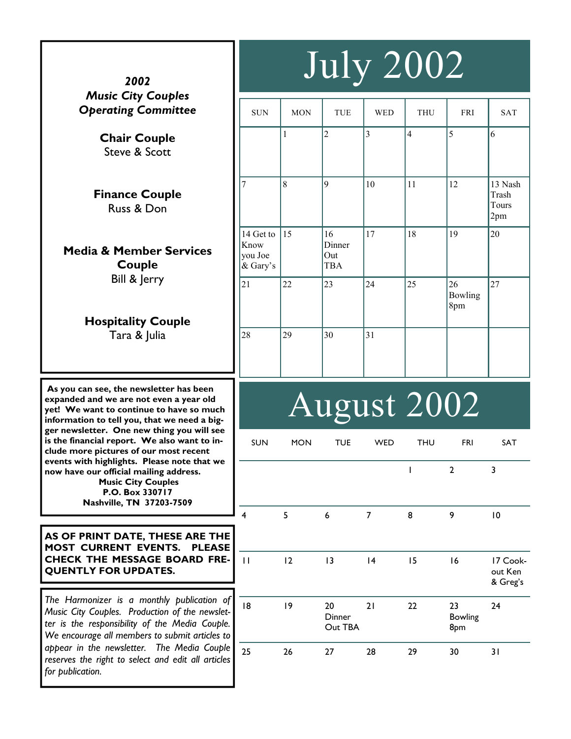***2002***
***Music City Couples***
***Operating Committee***

**Chair Couple**
Steve & Scott

**Finance Couple**
Russ & Don

**Media & Member Services Couple**
Bill & Jerry

**Hospitality Couple**
Tara & Julia

**As you can see, the newsletter has been expanded and we are not even a year old yet! We want to continue to have so much information to tell you, that we need a bigger newsletter. One new thing you will see is the financial report. We also want to include more pictures of our most recent events with highlights. Please note that we now have our official mailing address.**

**Music City Couples**
**P.O. Box 330717**
**Nashville, TN 37203-7509**

**AS OF PRINT DATE, THESE ARE THE MOST CURRENT EVENTS. PLEASE CHECK THE MESSAGE BOARD FREQUENTLY FOR UPDATES.**

*The Harmonizer is a monthly publication of Music City Couples. Production of the newsletter is the responsibility of the Media Couple. We encourage all members to submit articles to appear in the newsletter. The Media Couple reserves the right to select and edit all articles for publication.*

# July 2002

| SUN | MON | TUE | WED | THU | FRI | SAT |
|---|---|---|---|---|---|---|
| | 1 | 2 | 3 | 4 | 5 | 6 |
| 7 | 8 | 9 | 10 | 11 | 12 | 13 Nash Trash Tours 2pm |
| 14 Get to Know you Joe & Gary's | 15 | 16 Dinner Out TBA | 17 | 18 | 19 | 20 |
| 21 | 22 | 23 | 24 | 25 | 26 Bowling 8pm | 27 |
| 28 | 29 | 30 | 31 | | | |

# August 2002

| SUN | MON | TUE | WED | THU | FRI | SAT |
|---|---|---|---|---|---|---|
| | | | | 1 | 2 | 3 |
| 4 | 5 | 6 | 7 | 8 | 9 | 10 |
| 11 | 12 | 13 | 14 | 15 | 16 | 17 Cook-out Ken & Greg's |
| 18 | 19 | 20 Dinner Out TBA | 21 | 22 | 23 Bowling 8pm | 24 |
| 25 | 26 | 27 | 28 | 29 | 30 | 31 |